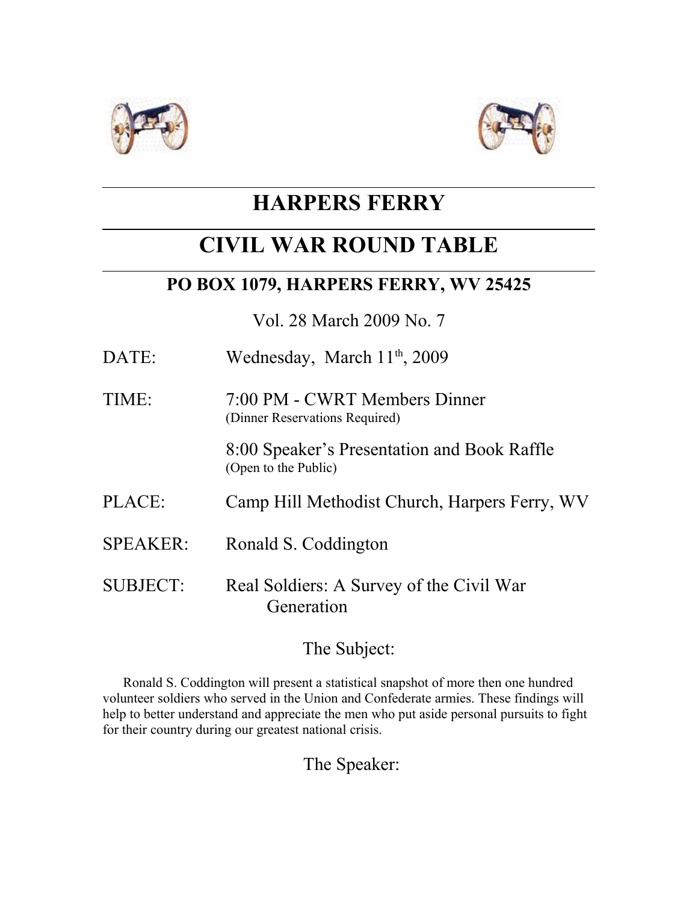# HARPERS FERRY

# CIVIL WAR ROUND TABLE

## PO BOX 1079, HARPERS FERRY, WV 25425

Vol. 28 March 2009 No. 7

DATE: Wednesday, March 11th, 2009

TIME: 7:00 PM - CWRT Members Dinner
(Dinner Reservations Required)

8:00 Speaker's Presentation and Book Raffle
(Open to the Public)

PLACE: Camp Hill Methodist Church, Harpers Ferry, WV

SPEAKER: Ronald S. Coddington

SUBJECT: Real Soldiers: A Survey of the Civil War Generation

The Subject:

Ronald S. Coddington will present a statistical snapshot of more then one hundred volunteer soldiers who served in the Union and Confederate armies. These findings will help to better understand and appreciate the men who put aside personal pursuits to fight for their country during our greatest national crisis.

The Speaker: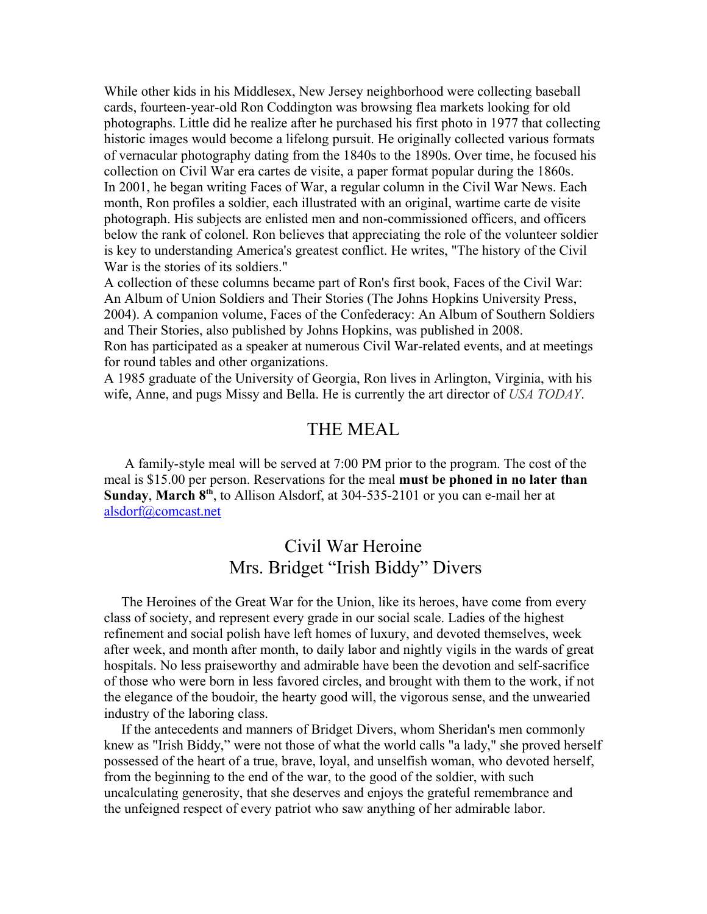While other kids in his Middlesex, New Jersey neighborhood were collecting baseball cards, fourteen-year-old Ron Coddington was browsing flea markets looking for old photographs. Little did he realize after he purchased his first photo in 1977 that collecting historic images would become a lifelong pursuit. He originally collected various formats of vernacular photography dating from the 1840s to the 1890s. Over time, he focused his collection on Civil War era cartes de visite, a paper format popular during the 1860s.

In 2001, he began writing Faces of War, a regular column in the Civil War News. Each month, Ron profiles a soldier, each illustrated with an original, wartime carte de visite photograph. His subjects are enlisted men and non-commissioned officers, and officers below the rank of colonel. Ron believes that appreciating the role of the volunteer soldier is key to understanding America's greatest conflict. He writes, "The history of the Civil War is the stories of its soldiers."

A collection of these columns became part of Ron's first book, Faces of the Civil War: An Album of Union Soldiers and Their Stories (The Johns Hopkins University Press, 2004). A companion volume, Faces of the Confederacy: An Album of Southern Soldiers and Their Stories, also published by Johns Hopkins, was published in 2008.

Ron has participated as a speaker at numerous Civil War-related events, and at meetings for round tables and other organizations.

A 1985 graduate of the University of Georgia, Ron lives in Arlington, Virginia, with his wife, Anne, and pugs Missy and Bella. He is currently the art director of *USA TODAY*.

## THE MEAL

A family-style meal will be served at 7:00 PM prior to the program. The cost of the meal is $15.00 per person. Reservations for the meal **must be phoned in no later than Sunday**, **March 8th**, to Allison Alsdorf, at 304-535-2101 or you can e-mail her at alsdorf@comcast.net

## Civil War Heroine
## Mrs. Bridget "Irish Biddy" Divers

The Heroines of the Great War for the Union, like its heroes, have come from every class of society, and represent every grade in our social scale. Ladies of the highest refinement and social polish have left homes of luxury, and devoted themselves, week after week, and month after month, to daily labor and nightly vigils in the wards of great hospitals. No less praiseworthy and admirable have been the devotion and self-sacrifice of those who were born in less favored circles, and brought with them to the work, if not the elegance of the boudoir, the hearty good will, the vigorous sense, and the unwearied industry of the laboring class.

If the antecedents and manners of Bridget Divers, whom Sheridan's men commonly knew as "Irish Biddy," were not those of what the world calls "a lady," she proved herself possessed of the heart of a true, brave, loyal, and unselfish woman, who devoted herself, from the beginning to the end of the war, to the good of the soldier, with such uncalculating generosity, that she deserves and enjoys the grateful remembrance and the unfeigned respect of every patriot who saw anything of her admirable labor.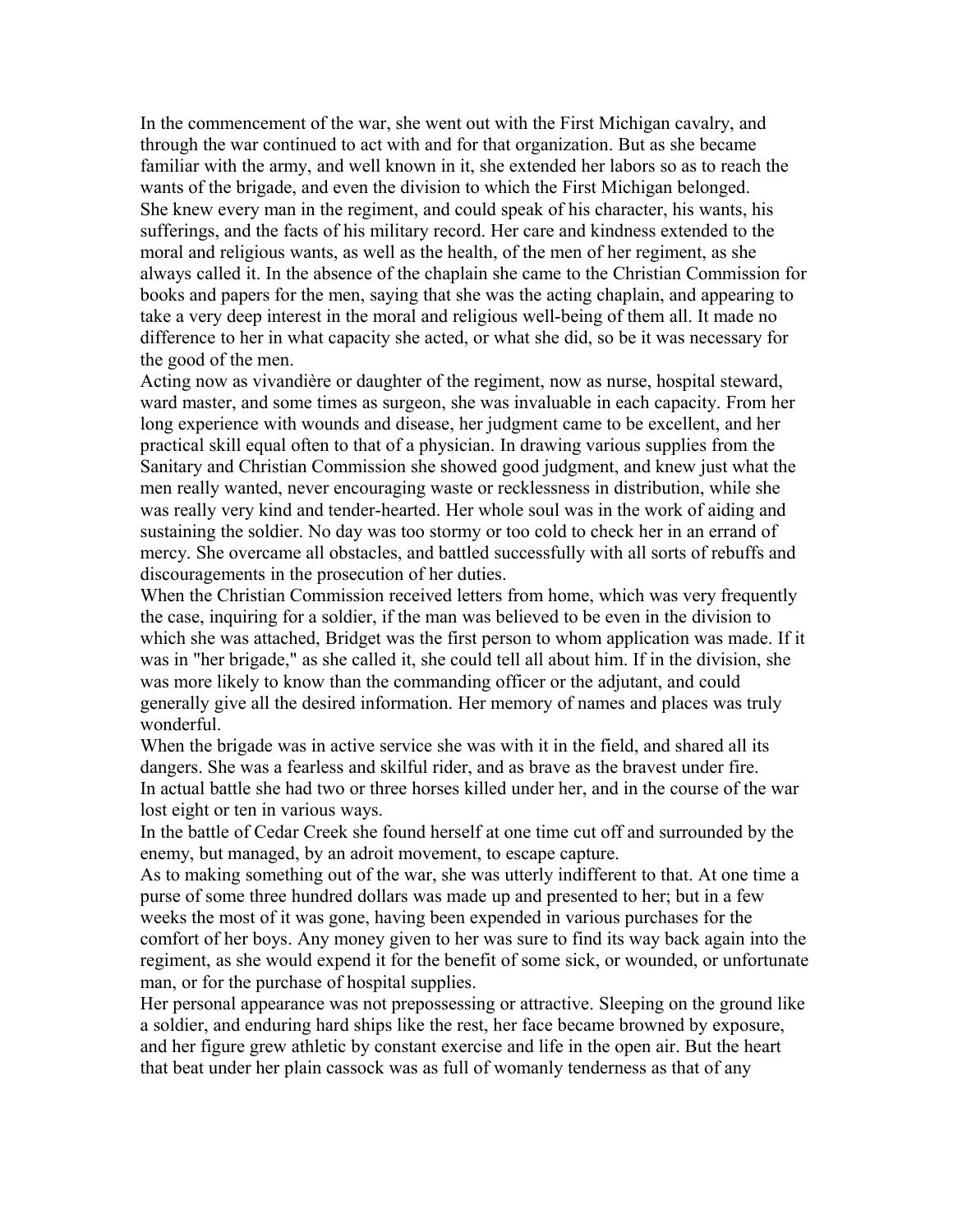In the commencement of the war, she went out with the First Michigan cavalry, and through the war continued to act with and for that organization. But as she became familiar with the army, and well known in it, she extended her labors so as to reach the wants of the brigade, and even the division to which the First Michigan belonged.

She knew every man in the regiment, and could speak of his character, his wants, his sufferings, and the facts of his military record. Her care and kindness extended to the moral and religious wants, as well as the health, of the men of her regiment, as she always called it. In the absence of the chaplain she came to the Christian Commission for books and papers for the men, saying that she was the acting chaplain, and appearing to take a very deep interest in the moral and religious well-being of them all. It made no difference to her in what capacity she acted, or what she did, so be it was necessary for the good of the men.

Acting now as vivandière or daughter of the regiment, now as nurse, hospital steward, ward master, and some times as surgeon, she was invaluable in each capacity. From her long experience with wounds and disease, her judgment came to be excellent, and her practical skill equal often to that of a physician. In drawing various supplies from the Sanitary and Christian Commission she showed good judgment, and knew just what the men really wanted, never encouraging waste or recklessness in distribution, while she was really very kind and tender-hearted. Her whole soul was in the work of aiding and sustaining the soldier. No day was too stormy or too cold to check her in an errand of mercy. She overcame all obstacles, and battled successfully with all sorts of rebuffs and discouragements in the prosecution of her duties.

When the Christian Commission received letters from home, which was very frequently the case, inquiring for a soldier, if the man was believed to be even in the division to which she was attached, Bridget was the first person to whom application was made. If it was in "her brigade," as she called it, she could tell all about him. If in the division, she was more likely to know than the commanding officer or the adjutant, and could generally give all the desired information. Her memory of names and places was truly wonderful.

When the brigade was in active service she was with it in the field, and shared all its dangers. She was a fearless and skilful rider, and as brave as the bravest under fire.

In actual battle she had two or three horses killed under her, and in the course of the war lost eight or ten in various ways.

In the battle of Cedar Creek she found herself at one time cut off and surrounded by the enemy, but managed, by an adroit movement, to escape capture.

As to making something out of the war, she was utterly indifferent to that. At one time a purse of some three hundred dollars was made up and presented to her; but in a few weeks the most of it was gone, having been expended in various purchases for the comfort of her boys. Any money given to her was sure to find its way back again into the regiment, as she would expend it for the benefit of some sick, or wounded, or unfortunate man, or for the purchase of hospital supplies.

Her personal appearance was not prepossessing or attractive. Sleeping on the ground like a soldier, and enduring hard ships like the rest, her face became browned by exposure, and her figure grew athletic by constant exercise and life in the open air. But the heart that beat under her plain cassock was as full of womanly tenderness as that of any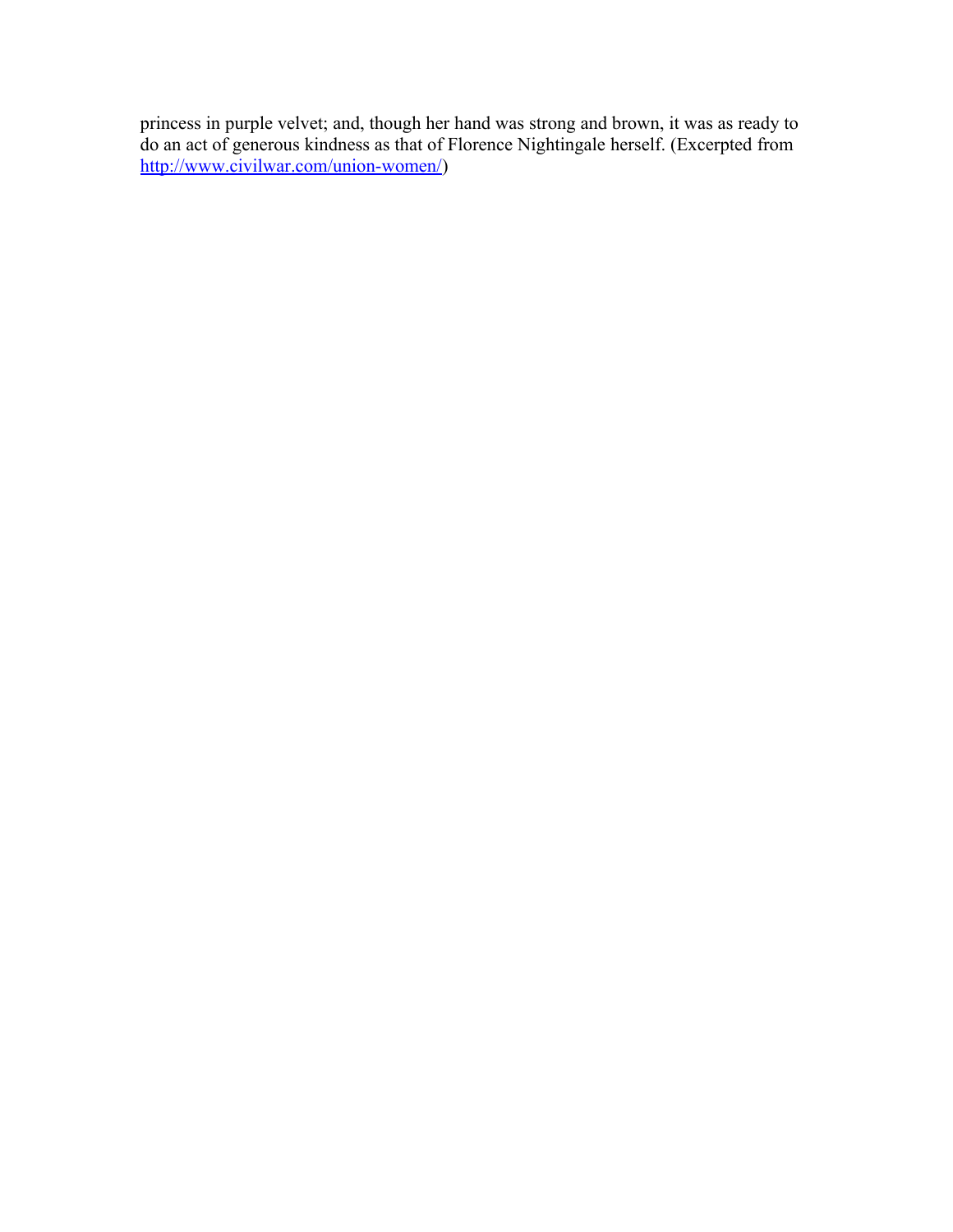princess in purple velvet; and, though her hand was strong and brown, it was as ready to do an act of generous kindness as that of Florence Nightingale herself. (Excerpted from [http://www.civilwar.com/union-women/](http://www.civilwar.com/union-women/))